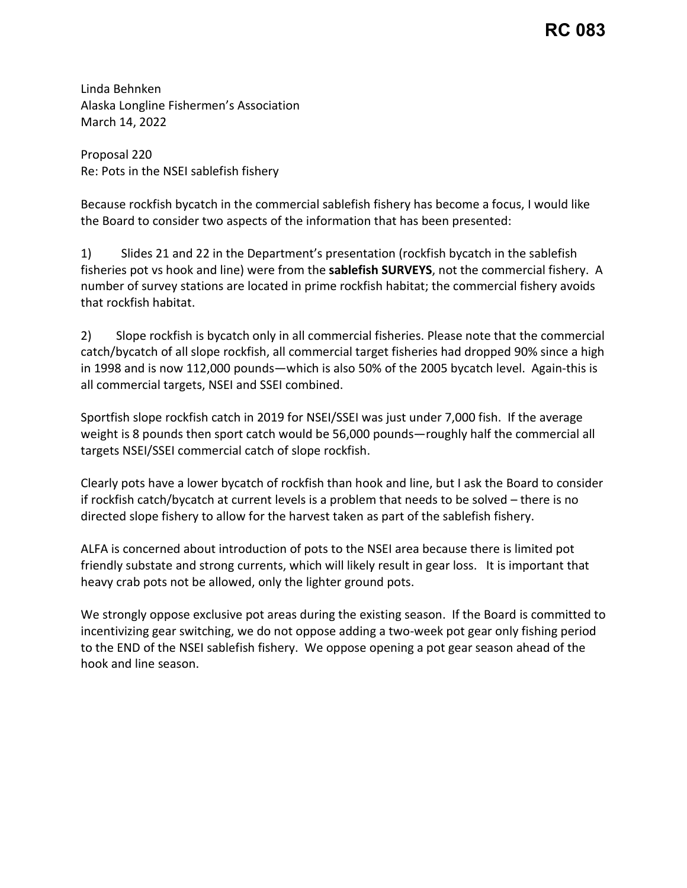**RC 083**

Linda Behnken
Alaska Longline Fishermen's Association
March 14, 2022

Proposal 220
Re: Pots in the NSEI sablefish fishery

Because rockfish bycatch in the commercial sablefish fishery has become a focus, I would like the Board to consider two aspects of the information that has been presented:

1) Slides 21 and 22 in the Department's presentation (rockfish bycatch in the sablefish fisheries pot vs hook and line) were from the **sablefish SURVEYS**, not the commercial fishery. A number of survey stations are located in prime rockfish habitat; the commercial fishery avoids that rockfish habitat.

2) Slope rockfish is bycatch only in all commercial fisheries. Please note that the commercial catch/bycatch of all slope rockfish, all commercial target fisheries had dropped 90% since a high in 1998 and is now 112,000 pounds—which is also 50% of the 2005 bycatch level. Again-this is all commercial targets, NSEI and SSEI combined.

Sportfish slope rockfish catch in 2019 for NSEI/SSEI was just under 7,000 fish. If the average weight is 8 pounds then sport catch would be 56,000 pounds—roughly half the commercial all targets NSEI/SSEI commercial catch of slope rockfish.

Clearly pots have a lower bycatch of rockfish than hook and line, but I ask the Board to consider if rockfish catch/bycatch at current levels is a problem that needs to be solved – there is no directed slope fishery to allow for the harvest taken as part of the sablefish fishery.

ALFA is concerned about introduction of pots to the NSEI area because there is limited pot friendly substate and strong currents, which will likely result in gear loss. It is important that heavy crab pots not be allowed, only the lighter ground pots.

We strongly oppose exclusive pot areas during the existing season. If the Board is committed to incentivizing gear switching, we do not oppose adding a two-week pot gear only fishing period to the END of the NSEI sablefish fishery. We oppose opening a pot gear season ahead of the hook and line season.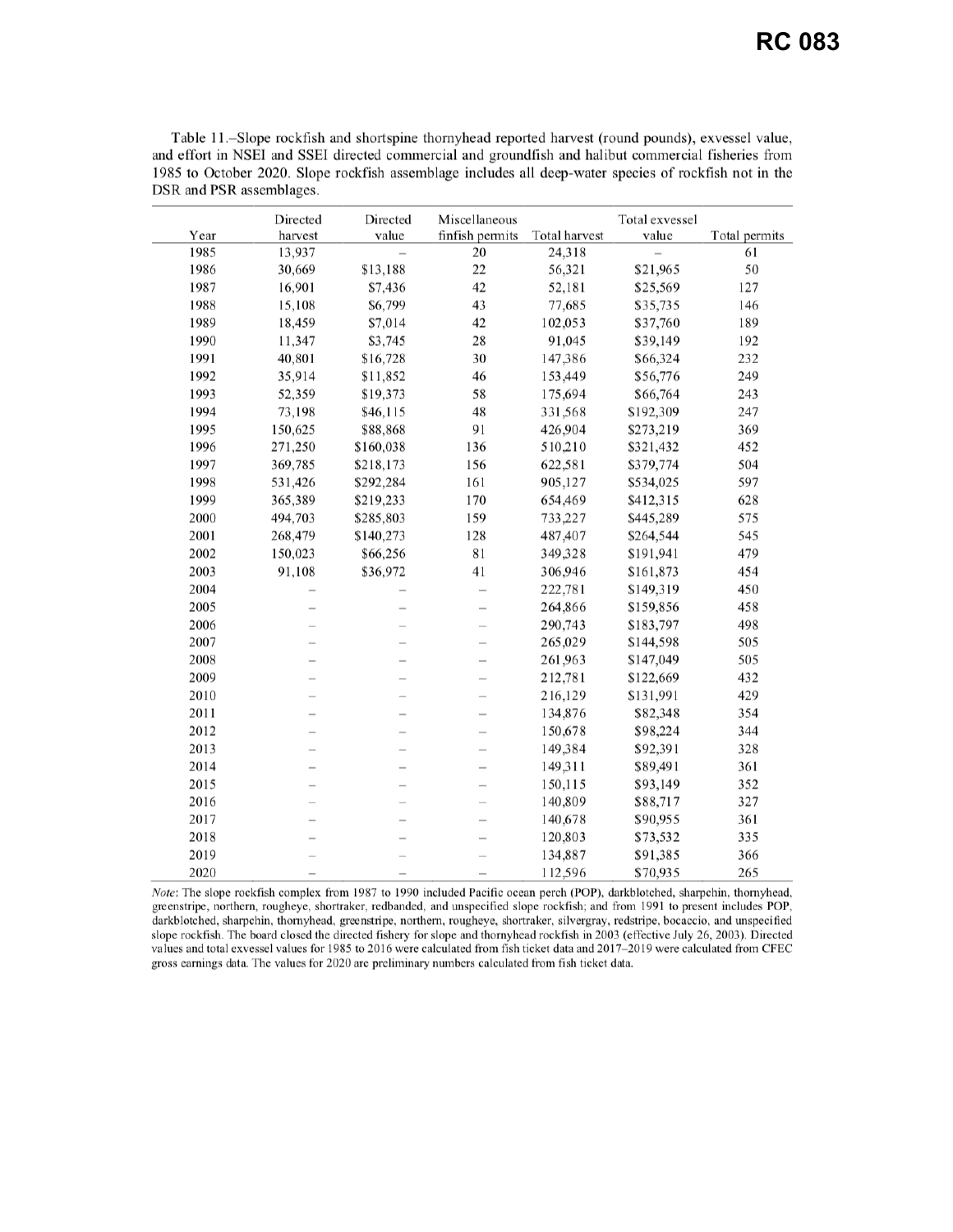Table 11.–Slope rockfish and shortspine thornyhead reported harvest (round pounds), exvessel value, and effort in NSEI and SSEI directed commercial and groundfish and halibut commercial fisheries from 1985 to October 2020. Slope rockfish assemblage includes all deep-water species of rockfish not in the DSR and PSR assemblages.

| Year | Directed harvest | Directed value | Miscellaneous finfish permits | Total harvest | Total exvessel value | Total permits |
|---|---|---|---|---|---|---|
| 1985 | 13,937 | – | 20 | 24,318 | – | 61 |
| 1986 | 30,669 | $13,188 | 22 | 56,321 | $21,965 | 50 |
| 1987 | 16,901 | $7,436 | 42 | 52,181 | $25,569 | 127 |
| 1988 | 15,108 | $6,799 | 43 | 77,685 | $35,735 | 146 |
| 1989 | 18,459 | $7,014 | 42 | 102,053 | $37,760 | 189 |
| 1990 | 11,347 | $3,745 | 28 | 91,045 | $39,149 | 192 |
| 1991 | 40,801 | $16,728 | 30 | 147,386 | $66,324 | 232 |
| 1992 | 35,914 | $11,852 | 46 | 153,449 | $56,776 | 249 |
| 1993 | 52,359 | $19,373 | 58 | 175,694 | $66,764 | 243 |
| 1994 | 73,198 | $46,115 | 48 | 331,568 | $192,309 | 247 |
| 1995 | 150,625 | $88,868 | 91 | 426,904 | $273,219 | 369 |
| 1996 | 271,250 | $160,038 | 136 | 510,210 | $321,432 | 452 |
| 1997 | 369,785 | $218,173 | 156 | 622,581 | $379,774 | 504 |
| 1998 | 531,426 | $292,284 | 161 | 905,127 | $534,025 | 597 |
| 1999 | 365,389 | $219,233 | 170 | 654,469 | $412,315 | 628 |
| 2000 | 494,703 | $285,803 | 159 | 733,227 | $445,289 | 575 |
| 2001 | 268,479 | $140,273 | 128 | 487,407 | $264,544 | 545 |
| 2002 | 150,023 | $66,256 | 81 | 349,328 | $191,941 | 479 |
| 2003 | 91,108 | $36,972 | 41 | 306,946 | $161,873 | 454 |
| 2004 | – | – | – | 222,781 | $149,319 | 450 |
| 2005 | – | – | – | 264,866 | $159,856 | 458 |
| 2006 | – | – | – | 290,743 | $183,797 | 498 |
| 2007 | – | – | – | 265,029 | $144,598 | 505 |
| 2008 | – | – | – | 261,963 | $147,049 | 505 |
| 2009 | – | – | – | 212,781 | $122,669 | 432 |
| 2010 | – | – | – | 216,129 | $131,991 | 429 |
| 2011 | – | – | – | 134,876 | $82,348 | 354 |
| 2012 | – | – | – | 150,678 | $98,224 | 344 |
| 2013 | – | – | – | 149,384 | $92,391 | 328 |
| 2014 | – | – | – | 149,311 | $89,491 | 361 |
| 2015 | – | – | – | 150,115 | $93,149 | 352 |
| 2016 | – | – | – | 140,809 | $88,717 | 327 |
| 2017 | – | – | – | 140,678 | $90,955 | 361 |
| 2018 | – | – | – | 120,803 | $73,532 | 335 |
| 2019 | – | – | – | 134,887 | $91,385 | 366 |
| 2020 | – | – | – | 112,596 | $70,935 | 265 |

*Note*: The slope rockfish complex from 1987 to 1990 included Pacific ocean perch (POP), darkblotched, sharpchin, thornyhead, greenstripe, northern, rougheye, shortraker, redbanded, and unspecified slope rockfish; and from 1991 to present includes POP, darkblotched, sharpchin, thornyhead, greenstripe, northern, rougheye, shortraker, silvergray, redstripe, bocaccio, and unspecified slope rockfish. The board closed the directed fishery for slope and thornyhead rockfish in 2003 (effective July 26, 2003). Directed values and total exvessel values for 1985 to 2016 were calculated from fish ticket data and 2017–2019 were calculated from CFEC gross earnings data. The values for 2020 are preliminary numbers calculated from fish ticket data.